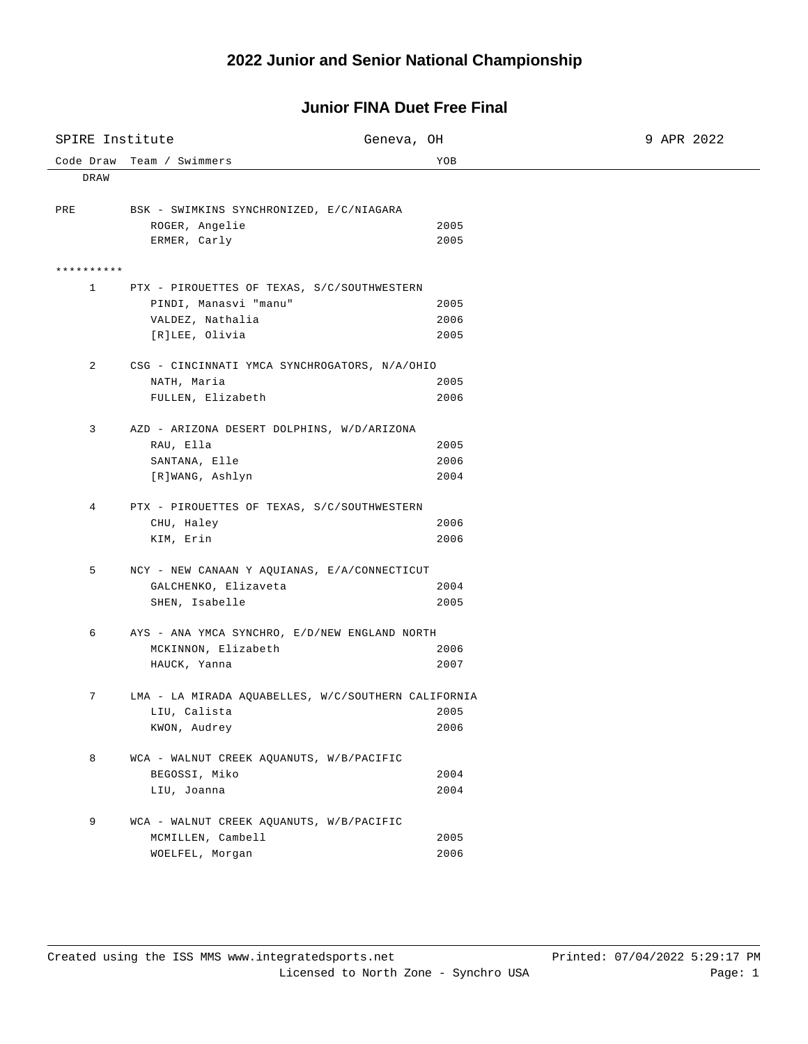# 2022 Junior and Senior National Championship

## Junior FINA Duet Free Final

SPIRE Institute | Geneva, OH | 9 APR 2022

| Code Draw | Team / Swimmers | YOB |
|---|---|---|
| DRAW | | |
| PRE | BSK - SWIMKINS SYNCHRONIZED, E/C/NIAGARA | |
| | ROGER, Angelie | 2005 |
| | ERMER, Carly | 2005 |
| ********** | | |
| 1 | PTX - PIROUETTES OF TEXAS, S/C/SOUTHWESTERN | |
| | PINDI, Manasvi "manu" | 2005 |
| | VALDEZ, Nathalia | 2006 |
| | [R]LEE, Olivia | 2005 |
| 2 | CSG - CINCINNATI YMCA SYNCHROGATORS, N/A/OHIO | |
| | NATH, Maria | 2005 |
| | FULLEN, Elizabeth | 2006 |
| 3 | AZD - ARIZONA DESERT DOLPHINS, W/D/ARIZONA | |
| | RAU, Ella | 2005 |
| | SANTANA, Elle | 2006 |
| | [R]WANG, Ashlyn | 2004 |
| 4 | PTX - PIROUETTES OF TEXAS, S/C/SOUTHWESTERN | |
| | CHU, Haley | 2006 |
| | KIM, Erin | 2006 |
| 5 | NCY - NEW CANAAN Y AQUIANAS, E/A/CONNECTICUT | |
| | GALCHENKO, Elizaveta | 2004 |
| | SHEN, Isabelle | 2005 |
| 6 | AYS - ANA YMCA SYNCHRO, E/D/NEW ENGLAND NORTH | |
| | MCKINNON, Elizabeth | 2006 |
| | HAUCK, Yanna | 2007 |
| 7 | LMA - LA MIRADA AQUABELLES, W/C/SOUTHERN CALIFORNIA | |
| | LIU, Calista | 2005 |
| | KWON, Audrey | 2006 |
| 8 | WCA - WALNUT CREEK AQUANUTS, W/B/PACIFIC | |
| | BEGOSSI, Miko | 2004 |
| | LIU, Joanna | 2004 |
| 9 | WCA - WALNUT CREEK AQUANUTS, W/B/PACIFIC | |
| | MCMILLEN, Cambell | 2005 |
| | WOELFEL, Morgan | 2006 |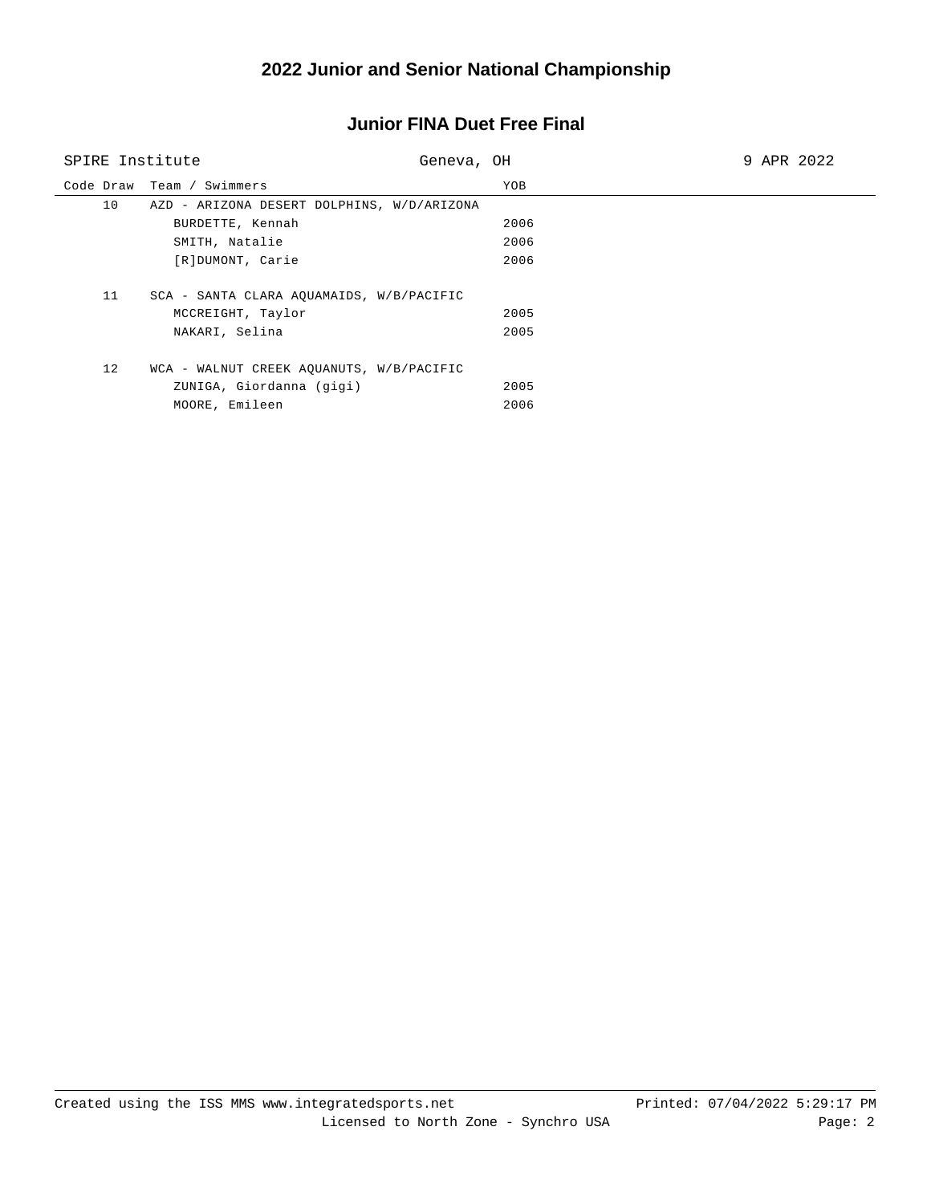# 2022 Junior and Senior National Championship

## Junior FINA Duet Free Final

SPIRE Institute — Geneva, OH — 9 APR 2022

| Code Draw | Team / Swimmers | YOB |
|---|---|---|
| 10 | AZD - ARIZONA DESERT DOLPHINS, W/D/ARIZONA | |
| | BURDETTE, Kennah | 2006 |
| | SMITH, Natalie | 2006 |
| | [R]DUMONT, Carie | 2006 |
| 11 | SCA - SANTA CLARA AQUAMAIDS, W/B/PACIFIC | |
| | MCCREIGHT, Taylor | 2005 |
| | NAKARI, Selina | 2005 |
| 12 | WCA - WALNUT CREEK AQUANUTS, W/B/PACIFIC | |
| | ZUNIGA, Giordanna (gigi) | 2005 |
| | MOORE, Emileen | 2006 |

Created using the ISS MMS www.integratedsports.net — Printed: 07/04/2022 5:29:17 PM

Licensed to North Zone - Synchro USA